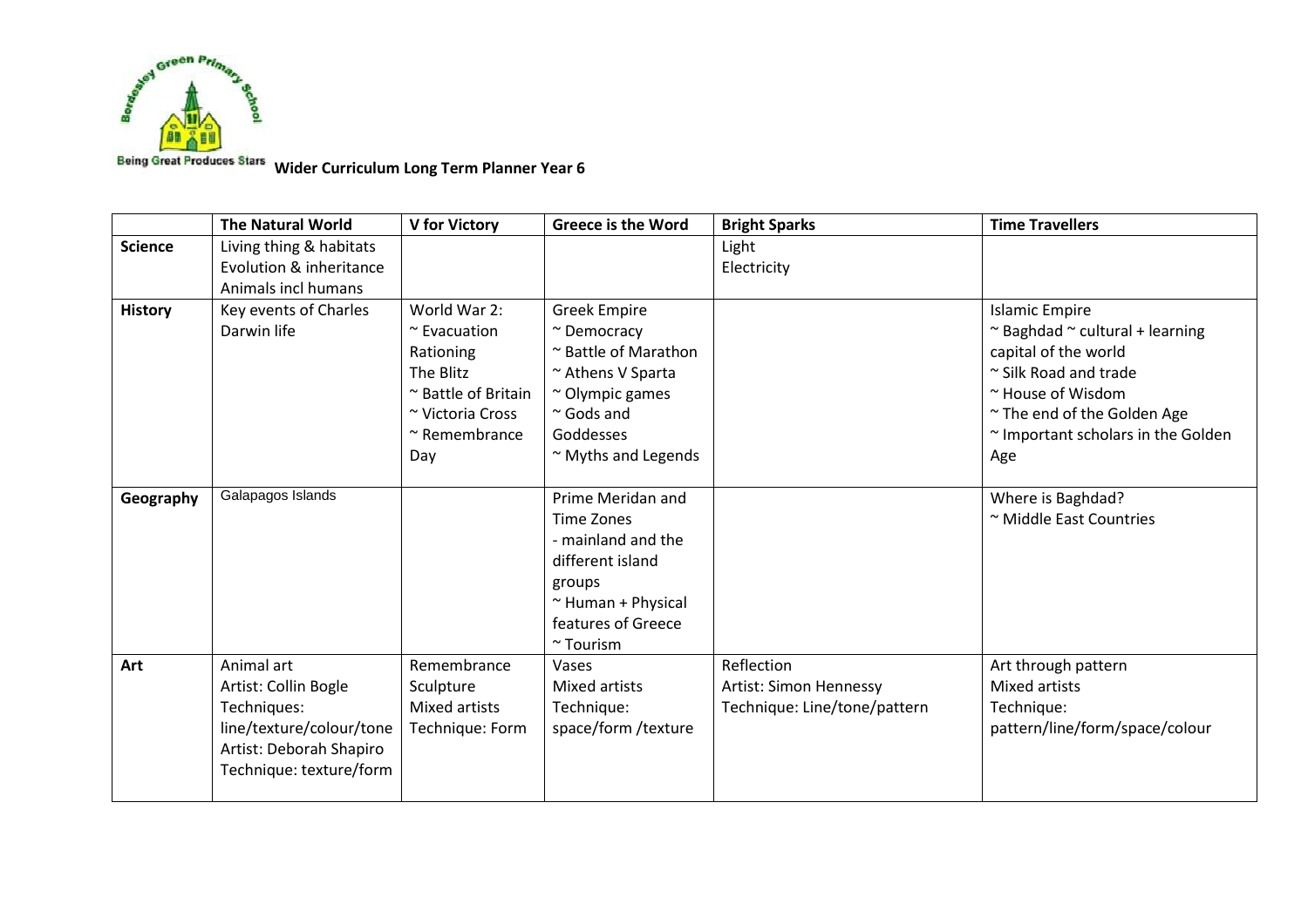Bordesley Green Primary School

Being Great Produces Stars **Wider Curriculum Long Term Planner Year 6**

| | **The Natural World** | **V for Victory** | **Greece is the Word** | **Bright Sparks** | **Time Travellers** |
|---|---|---|---|---|---|
| **Science** | Living thing & habitats<br>Evolution & inheritance<br>Animals incl humans | | | Light<br>Electricity | |
| **History** | Key events of Charles Darwin life | World War 2:<br>~ Evacuation<br>Rationing<br>The Blitz<br>~ Battle of Britain<br>~ Victoria Cross<br>~ Remembrance Day | Greek Empire<br>~ Democracy<br>~ Battle of Marathon<br>~ Athens V Sparta<br>~ Olympic games<br>~ Gods and Goddesses<br>~ Myths and Legends | | Islamic Empire<br>~ Baghdad ~ cultural + learning capital of the world<br>~ Silk Road and trade<br>~ House of Wisdom<br>~ The end of the Golden Age<br>~ Important scholars in the Golden Age |
| **Geography** | Galapagos Islands | | Prime Meridan and Time Zones<br>- mainland and the different island groups<br>~ Human + Physical features of Greece<br>~ Tourism | | Where is Baghdad?<br>~ Middle East Countries |
| **Art** | Animal art<br>Artist: Collin Bogle<br>Techniques: line/texture/colour/tone<br>Artist: Deborah Shapiro<br>Technique: texture/form | Remembrance Sculpture<br>Mixed artists<br>Technique: Form | Vases<br>Mixed artists<br>Technique: space/form /texture | Reflection<br>Artist: Simon Hennessy<br>Technique: Line/tone/pattern | Art through pattern<br>Mixed artists<br>Technique: pattern/line/form/space/colour |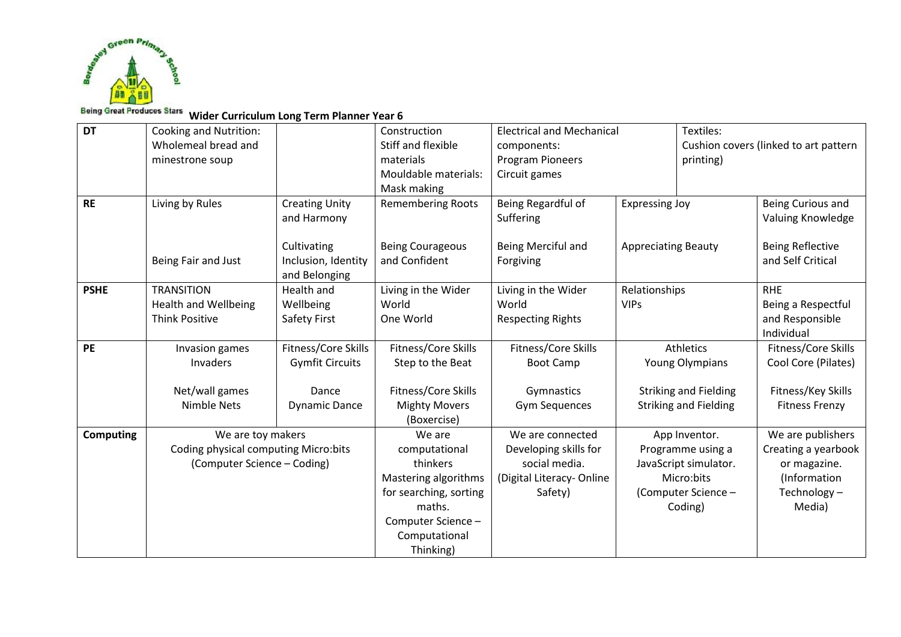Being Great Produces Stars

**Wider Curriculum Long Term Planner Year 6**

| | | | | | | | |
|---|---|---|---|---|---|---|---|
| **DT** | Cooking and Nutrition: Wholemeal bread and minestrone soup | | Construction Stiff and flexible materials Mouldable materials: Mask making | Electrical and Mechanical components: Program Pioneers Circuit games | | Textiles: Cushion covers (linked to art pattern printing) | |
| **RE** | Living by Rules<br><br>Being Fair and Just | Creating Unity and Harmony<br><br>Cultivating Inclusion, Identity and Belonging | Remembering Roots<br><br>Being Courageous and Confident | Being Regardful of Suffering<br><br>Being Merciful and Forgiving | Expressing Joy<br><br>Appreciating Beauty | | Being Curious and Valuing Knowledge<br><br>Being Reflective and Self Critical |
| **PSHE** | TRANSITION Health and Wellbeing Think Positive | Health and Wellbeing Safety First | Living in the Wider World One World | Living in the Wider World Respecting Rights | Relationships VIPs | | RHE Being a Respectful and Responsible Individual |
| **PE** | Invasion games Invaders<br><br>Net/wall games Nimble Nets | Fitness/Core Skills Gymfit Circuits<br><br>Dance Dynamic Dance | Fitness/Core Skills Step to the Beat<br><br>Fitness/Core Skills Mighty Movers (Boxercise) | Fitness/Core Skills Boot Camp<br><br>Gymnastics Gym Sequences | Athletics Young Olympians<br><br>Striking and Fielding Striking and Fielding | | Fitness/Core Skills Cool Core (Pilates)<br><br>Fitness/Key Skills Fitness Frenzy |
| **Computing** | We are toy makers Coding physical computing Micro:bits (Computer Science – Coding) | | We are computational thinkers Mastering algorithms for searching, sorting maths. Computer Science – Computational Thinking) | We are connected Developing skills for social media. (Digital Literacy- Online Safety) | App Inventor. Programme using a JavaScript simulator. Micro:bits (Computer Science – Coding) | | We are publishers Creating a yearbook or magazine. (Information Technology – Media) |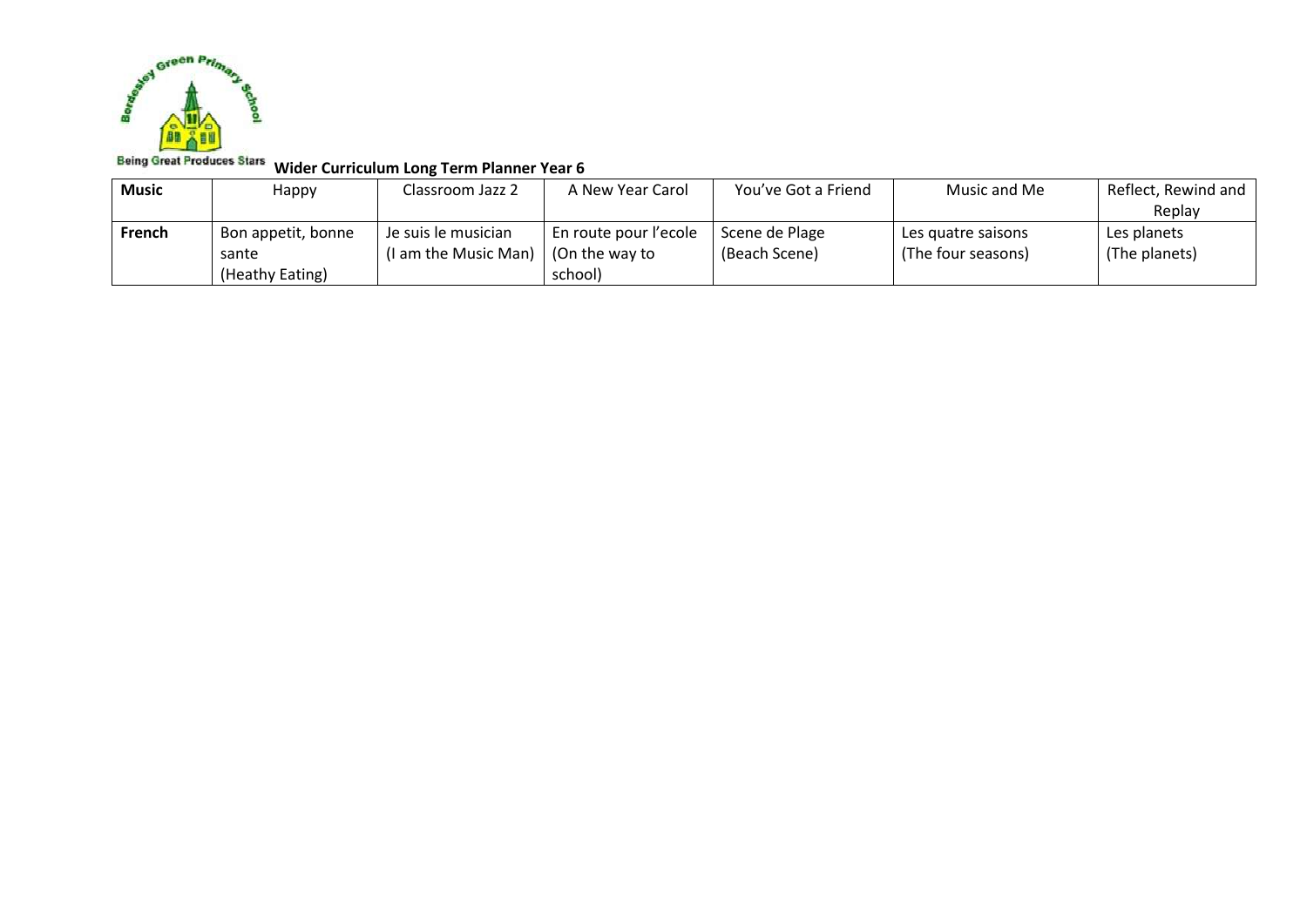Being Great Produces Stars

**Wider Curriculum Long Term Planner Year 6**

| | | | | | | |
|---|---|---|---|---|---|---|
| **Music** | Happy | Classroom Jazz 2 | A New Year Carol | You've Got a Friend | Music and Me | Reflect, Rewind and Replay |
| **French** | Bon appetit, bonne sante (Heathy Eating) | Je suis le musician (I am the Music Man) | En route pour l'ecole (On the way to school) | Scene de Plage (Beach Scene) | Les quatre saisons (The four seasons) | Les planets (The planets) |